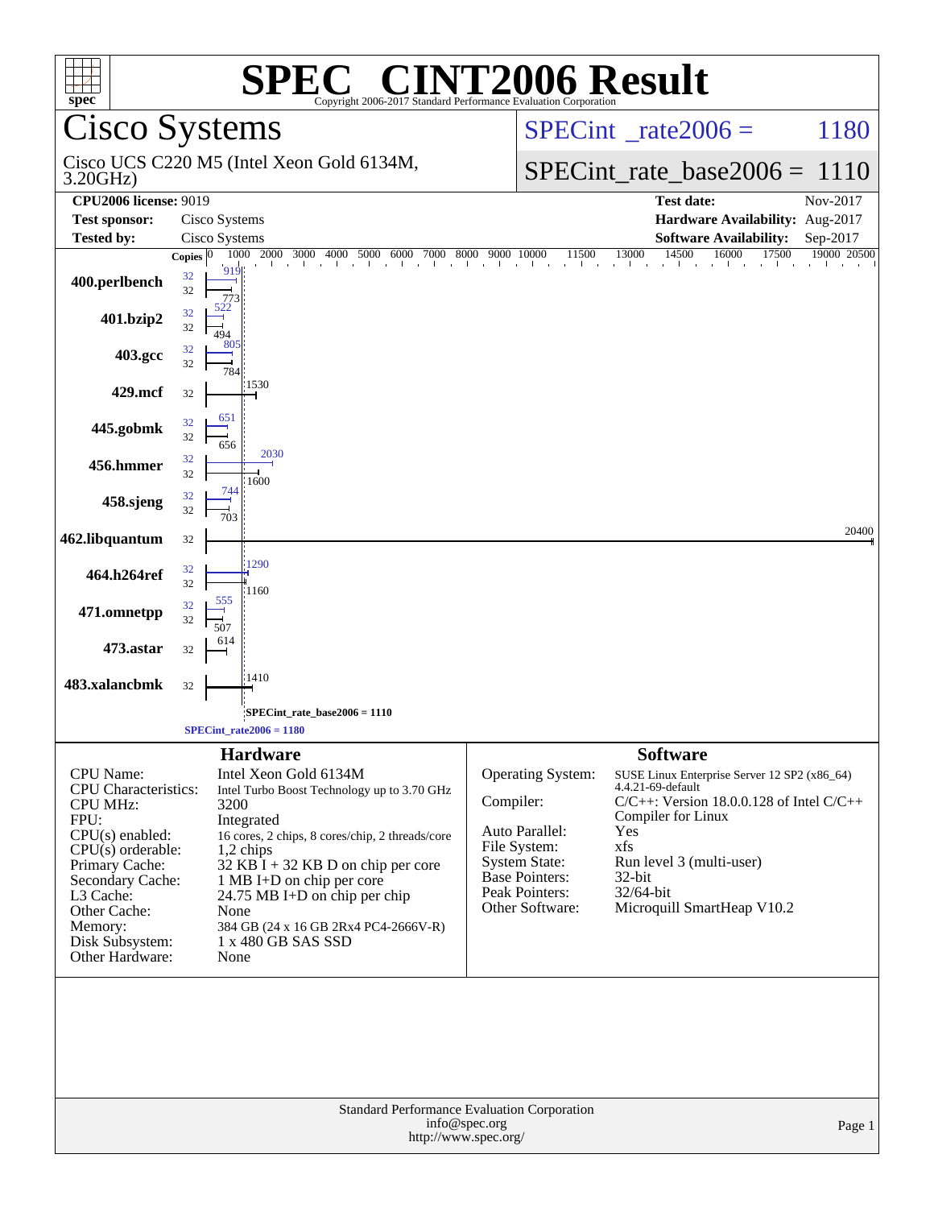# SPEC® CINT2006 Result

Copyright 2006-2017 Standard Performance Evaluation Corporation

## Cisco Systems

Cisco UCS C220 M5 (Intel Xeon Gold 6134M, 3.20GHz)

SPECint_rate2006 = 1180

SPECint_rate_base2006 = 1110

| | | | |
|---|---|---|---|
| **CPU2006 license:** 9019 | | **Test date:** | Nov-2017 |
| **Test sponsor:** | Cisco Systems | **Hardware Availability:** | Aug-2017 |
| **Tested by:** | Cisco Systems | **Software Availability:** | Sep-2017 |

| Benchmark | Copies (peak) | Copies (base) | Peak | Base |
|---|---|---|---|---|
| 400.perlbench | 32 | 32 | 919 | 773 |
| 401.bzip2 | 32 | 32 | 522 | 494 |
| 403.gcc | 32 | 32 | 805 | 784 |
| 429.mcf | | 32 | | 1530 |
| 445.gobmk | 32 | 32 | 651 | 656 |
| 456.hmmer | 32 | 32 | 2030 | 1600 |
| 458.sjeng | 32 | 32 | 744 | 703 |
| 462.libquantum | | 32 | | 20400 |
| 464.h264ref | 32 | 32 | 1290 | 1160 |
| 471.omnetpp | 32 | 32 | 555 | 507 |
| 473.astar | | 32 | | 614 |
| 483.xalancbmk | | 32 | | 1410 |

SPECint_rate_base2006 = 1110

SPECint_rate2006 = 1180

### Hardware

| | |
|---|---|
| CPU Name: | Intel Xeon Gold 6134M |
| CPU Characteristics: | Intel Turbo Boost Technology up to 3.70 GHz |
| CPU MHz: | 3200 |
| FPU: | Integrated |
| CPU(s) enabled: | 16 cores, 2 chips, 8 cores/chip, 2 threads/core |
| CPU(s) orderable: | 1,2 chips |
| Primary Cache: | 32 KB I + 32 KB D on chip per core |
| Secondary Cache: | 1 MB I+D on chip per core |
| L3 Cache: | 24.75 MB I+D on chip per chip |
| Other Cache: | None |
| Memory: | 384 GB (24 x 16 GB 2Rx4 PC4-2666V-R) |
| Disk Subsystem: | 1 x 480 GB SAS SSD |
| Other Hardware: | None |

### Software

| | |
|---|---|
| Operating System: | SUSE Linux Enterprise Server 12 SP2 (x86_64) 4.4.21-69-default |
| Compiler: | C/C++: Version 18.0.0.128 of Intel C/C++ Compiler for Linux |
| Auto Parallel: | Yes |
| File System: | xfs |
| System State: | Run level 3 (multi-user) |
| Base Pointers: | 32-bit |
| Peak Pointers: | 32/64-bit |
| Other Software: | Microquill SmartHeap V10.2 |

Standard Performance Evaluation Corporation
info@spec.org
http://www.spec.org/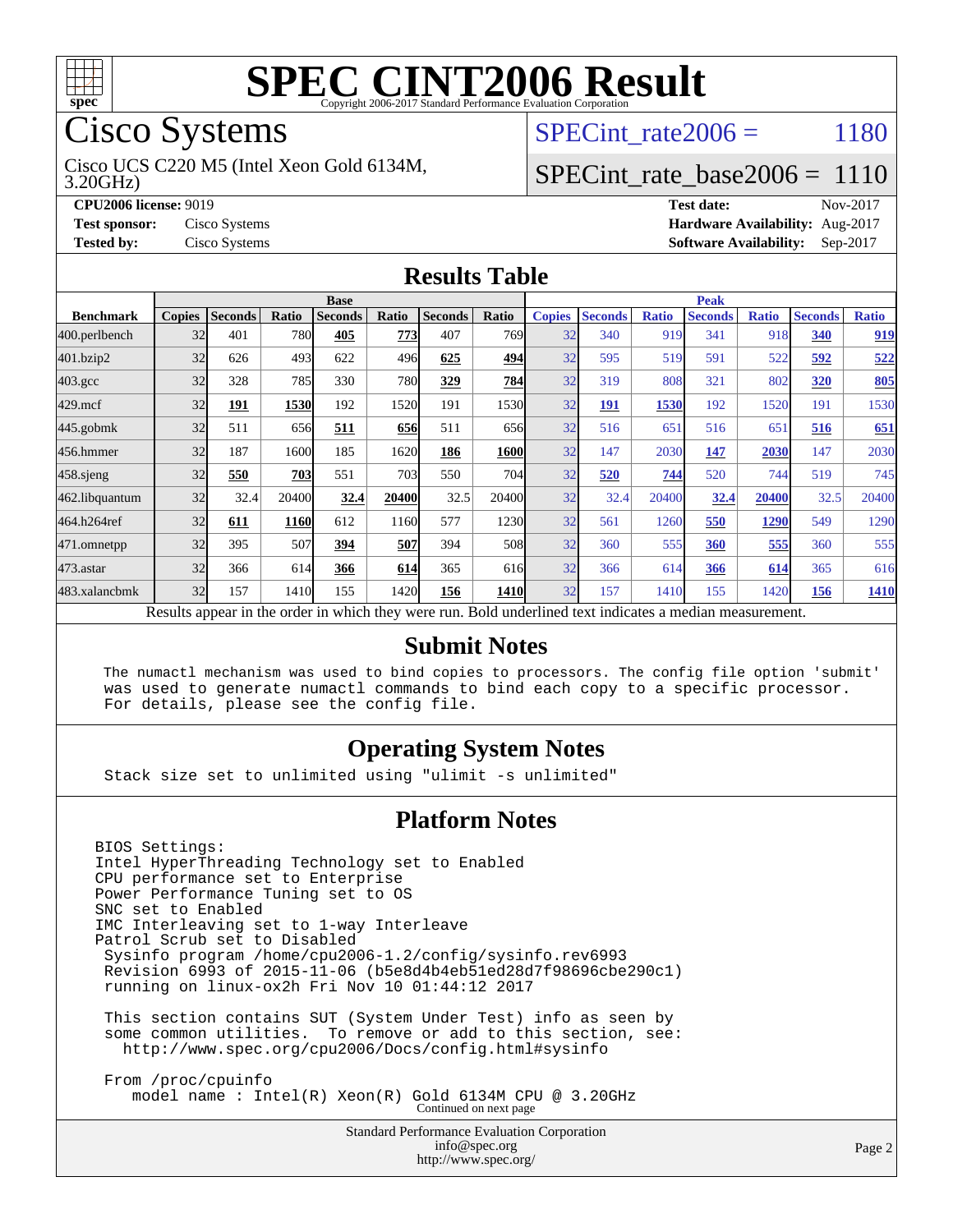# SPEC CINT2006 Result

Copyright 2006-2017 Standard Performance Evaluation Corporation

## Cisco Systems

Cisco UCS C220 M5 (Intel Xeon Gold 6134M, 3.20GHz)

SPECint_rate2006 = 1180

SPECint_rate_base2006 = 1110

**CPU2006 license:** 9019
**Test sponsor:** Cisco Systems
**Tested by:** Cisco Systems

**Test date:** Nov-2017
**Hardware Availability:** Aug-2017
**Software Availability:** Sep-2017

## Results Table

| Benchmark | Base | | | | | | | Peak | | | | | | |
|---|---|---|---|---|---|---|---|---|---|---|---|---|---|---|
| | Copies | Seconds | Ratio | Seconds | Ratio | Seconds | Ratio | Copies | Seconds | Ratio | Seconds | Ratio | Seconds | Ratio |
| 400.perlbench | 32 | 401 | 780 | **405** | **773** | 407 | 769 | 32 | 340 | 919 | 341 | 918 | **340** | **919** |
| 401.bzip2 | 32 | 626 | 493 | 622 | 496 | **625** | **494** | 32 | 595 | 519 | 591 | 522 | **592** | **522** |
| 403.gcc | 32 | 328 | 785 | 330 | 780 | **329** | **784** | 32 | 319 | 808 | 321 | 802 | **320** | **805** |
| 429.mcf | 32 | **191** | **1530** | 192 | 1520 | 191 | 1530 | 32 | **191** | **1530** | 192 | 1520 | 191 | 1530 |
| 445.gobmk | 32 | 511 | 656 | **511** | **656** | 511 | 656 | 32 | 516 | 651 | 516 | 651 | **516** | **651** |
| 456.hmmer | 32 | 187 | 1600 | 185 | 1620 | **186** | **1600** | 32 | 147 | 2030 | **147** | **2030** | 147 | 2030 |
| 458.sjeng | 32 | **550** | **703** | 551 | 703 | 550 | 704 | 32 | **520** | **744** | 520 | 744 | 519 | 745 |
| 462.libquantum | 32 | 32.4 | 20400 | **32.4** | **20400** | 32.5 | 20400 | 32 | 32.4 | 20400 | **32.4** | **20400** | 32.5 | 20400 |
| 464.h264ref | 32 | **611** | **1160** | 612 | 1160 | 577 | 1230 | 32 | 561 | 1260 | **550** | **1290** | 549 | 1290 |
| 471.omnetpp | 32 | 395 | 507 | **394** | **507** | 394 | 508 | 32 | 360 | 555 | **360** | **555** | 360 | 555 |
| 473.astar | 32 | 366 | 614 | **366** | **614** | 365 | 616 | 32 | 366 | 614 | **366** | **614** | 365 | 616 |
| 483.xalancbmk | 32 | 157 | 1410 | 155 | 1420 | **156** | **1410** | 32 | 157 | 1410 | 155 | 1420 | **156** | **1410** |

Results appear in the order in which they were run. Bold underlined text indicates a median measurement.

## Submit Notes

```
The numactl mechanism was used to bind copies to processors. The config file option 'submit'
was used to generate numactl commands to bind each copy to a specific processor.
For details, please see the config file.
```

## Operating System Notes

```
Stack size set to unlimited using "ulimit -s unlimited"
```

## Platform Notes

```
BIOS Settings:
Intel HyperThreading Technology set to Enabled
CPU performance set to Enterprise
Power Performance Tuning set to OS
SNC set to Enabled
IMC Interleaving set to 1-way Interleave
Patrol Scrub set to Disabled
 Sysinfo program /home/cpu2006-1.2/config/sysinfo.rev6993
 Revision 6993 of 2015-11-06 (b5e8d4b4eb51ed28d7f98696cbe290c1)
 running on linux-ox2h Fri Nov 10 01:44:12 2017

 This section contains SUT (System Under Test) info as seen by
 some common utilities.  To remove or add to this section, see:
   http://www.spec.org/cpu2006/Docs/config.html#sysinfo

 From /proc/cpuinfo
    model name : Intel(R) Xeon(R) Gold 6134M CPU @ 3.20GHz
```

Continued on next page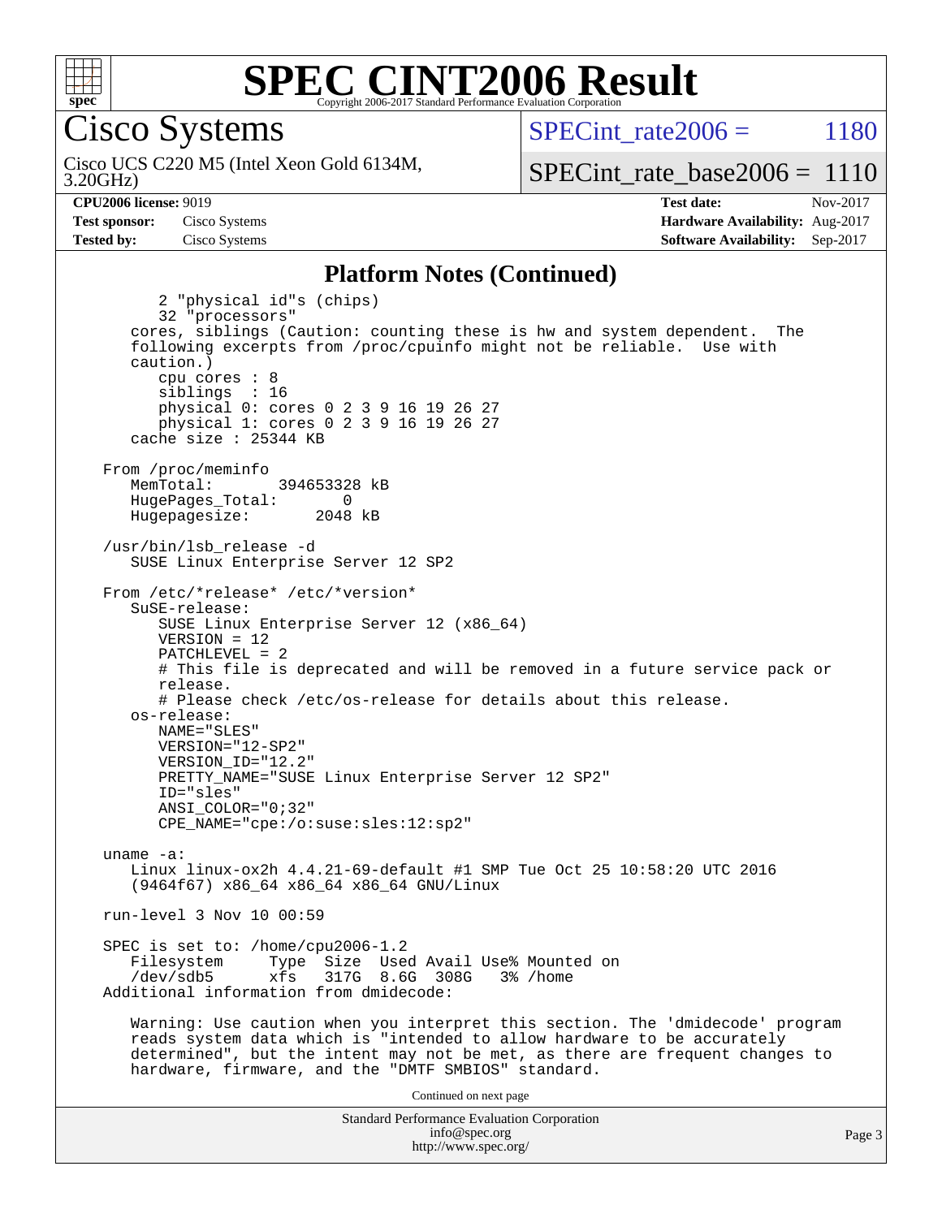## Platform Notes (Continued)

```
        2 "physical id"s (chips)
        32 "processors"
    cores, siblings (Caution: counting these is hw and system dependent.  The
    following excerpts from /proc/cpuinfo might not be reliable.  Use with
    caution.)
        cpu cores : 8
        siblings  : 16
        physical 0: cores 0 2 3 9 16 19 26 27
        physical 1: cores 0 2 3 9 16 19 26 27
    cache size : 25344 KB

 From /proc/meminfo
    MemTotal:       394653328 kB
    HugePages_Total:       0
    Hugepagesize:       2048 kB

 /usr/bin/lsb_release -d
    SUSE Linux Enterprise Server 12 SP2

 From /etc/*release* /etc/*version*
    SuSE-release:
        SUSE Linux Enterprise Server 12 (x86_64)
        VERSION = 12
        PATCHLEVEL = 2
        # This file is deprecated and will be removed in a future service pack or
        release.
        # Please check /etc/os-release for details about this release.
    os-release:
        NAME="SLES"
        VERSION="12-SP2"
        VERSION_ID="12.2"
        PRETTY_NAME="SUSE Linux Enterprise Server 12 SP2"
        ID="sles"
        ANSI_COLOR="0;32"
        CPE_NAME="cpe:/o:suse:sles:12:sp2"

 uname -a:
    Linux linux-ox2h 4.4.21-69-default #1 SMP Tue Oct 25 10:58:20 UTC 2016
    (9464f67) x86_64 x86_64 x86_64 GNU/Linux

 run-level 3 Nov 10 00:59

 SPEC is set to: /home/cpu2006-1.2
    Filesystem     Type  Size  Used Avail Use% Mounted on
    /dev/sdb5      xfs   317G  8.6G  308G   3% /home
 Additional information from dmidecode:

    Warning: Use caution when you interpret this section. The 'dmidecode' program
    reads system data which is "intended to allow hardware to be accurately
    determined", but the intent may not be met, as there are frequent changes to
    hardware, firmware, and the "DMTF SMBIOS" standard.
```

Continued on next page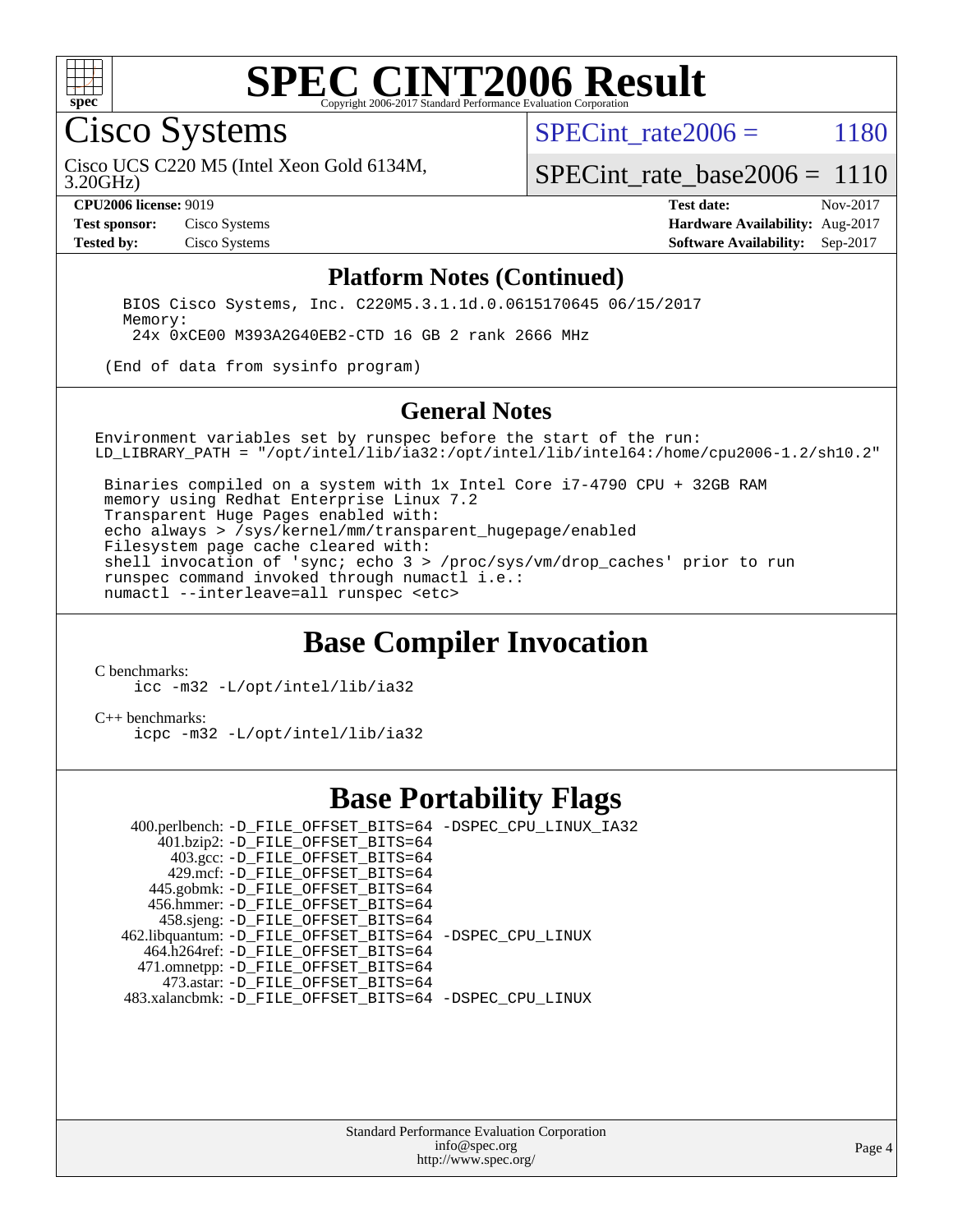# SPEC CINT2006 Result

Copyright 2006-2017 Standard Performance Evaluation Corporation

## Cisco Systems

Cisco UCS C220 M5 (Intel Xeon Gold 6134M, 3.20GHz)

SPECint_rate2006 = 1180

SPECint_rate_base2006 = 1110

**CPU2006 license:** 9019
**Test sponsor:** Cisco Systems
**Tested by:** Cisco Systems

**Test date:** Nov-2017
**Hardware Availability:** Aug-2017
**Software Availability:** Sep-2017

### Platform Notes (Continued)

```
BIOS Cisco Systems, Inc. C220M5.3.1.1d.0.0615170645 06/15/2017
Memory:
 24x 0xCE00 M393A2G40EB2-CTD 16 GB 2 rank 2666 MHz

(End of data from sysinfo program)
```

### General Notes

```
Environment variables set by runspec before the start of the run:
LD_LIBRARY_PATH = "/opt/intel/lib/ia32:/opt/intel/lib/intel64:/home/cpu2006-1.2/sh10.2"

 Binaries compiled on a system with 1x Intel Core i7-4790 CPU + 32GB RAM
 memory using Redhat Enterprise Linux 7.2
 Transparent Huge Pages enabled with:
 echo always > /sys/kernel/mm/transparent_hugepage/enabled
 Filesystem page cache cleared with:
 shell invocation of 'sync; echo 3 > /proc/sys/vm/drop_caches' prior to run
 runspec command invoked through numactl i.e.:
 numactl --interleave=all runspec <etc>
```

## Base Compiler Invocation

C benchmarks:
```
icc -m32 -L/opt/intel/lib/ia32
```

C++ benchmarks:
```
icpc -m32 -L/opt/intel/lib/ia32
```

## Base Portability Flags

```
    400.perlbench: -D_FILE_OFFSET_BITS=64 -DSPEC_CPU_LINUX_IA32
       401.bzip2: -D_FILE_OFFSET_BITS=64
         403.gcc: -D_FILE_OFFSET_BITS=64
         429.mcf: -D_FILE_OFFSET_BITS=64
       445.gobmk: -D_FILE_OFFSET_BITS=64
       456.hmmer: -D_FILE_OFFSET_BITS=64
       458.sjeng: -D_FILE_OFFSET_BITS=64
  462.libquantum: -D_FILE_OFFSET_BITS=64 -DSPEC_CPU_LINUX
     464.h264ref: -D_FILE_OFFSET_BITS=64
     471.omnetpp: -D_FILE_OFFSET_BITS=64
       473.astar: -D_FILE_OFFSET_BITS=64
   483.xalancbmk: -D_FILE_OFFSET_BITS=64 -DSPEC_CPU_LINUX
```

Standard Performance Evaluation Corporation
info@spec.org
http://www.spec.org/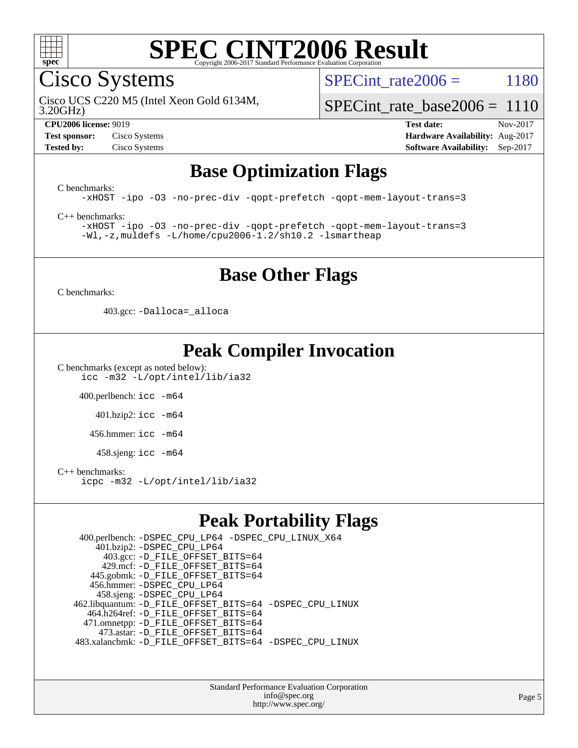# SPEC CINT2006 Result

Copyright 2006-2017 Standard Performance Evaluation Corporation

## Cisco Systems

Cisco UCS C220 M5 (Intel Xeon Gold 6134M, 3.20GHz)

SPECint_rate2006 = 1180

SPECint_rate_base2006 = 1110

| | | | |
|---|---|---|---|
| **CPU2006 license:** 9019 | | **Test date:** | Nov-2017 |
| **Test sponsor:** | Cisco Systems | **Hardware Availability:** | Aug-2017 |
| **Tested by:** | Cisco Systems | **Software Availability:** | Sep-2017 |

## Base Optimization Flags

C benchmarks:

```
-xHOST -ipo -O3 -no-prec-div -qopt-prefetch -qopt-mem-layout-trans=3
```

C++ benchmarks:

```
-xHOST -ipo -O3 -no-prec-div -qopt-prefetch -qopt-mem-layout-trans=3
-Wl,-z,muldefs -L/home/cpu2006-1.2/sh10.2 -lsmartheap
```

## Base Other Flags

C benchmarks:

403.gcc: `-Dalloca=_alloca`

## Peak Compiler Invocation

C benchmarks (except as noted below):

```
icc -m32 -L/opt/intel/lib/ia32
```

400.perlbench: `icc -m64`

401.bzip2: `icc -m64`

456.hmmer: `icc -m64`

458.sjeng: `icc -m64`

C++ benchmarks:

```
icpc -m32 -L/opt/intel/lib/ia32
```

## Peak Portability Flags

400.perlbench: `-DSPEC_CPU_LP64 -DSPEC_CPU_LINUX_X64`
401.bzip2: `-DSPEC_CPU_LP64`
403.gcc: `-D_FILE_OFFSET_BITS=64`
429.mcf: `-D_FILE_OFFSET_BITS=64`
445.gobmk: `-D_FILE_OFFSET_BITS=64`
456.hmmer: `-DSPEC_CPU_LP64`
458.sjeng: `-DSPEC_CPU_LP64`
462.libquantum: `-D_FILE_OFFSET_BITS=64 -DSPEC_CPU_LINUX`
464.h264ref: `-D_FILE_OFFSET_BITS=64`
471.omnetpp: `-D_FILE_OFFSET_BITS=64`
473.astar: `-D_FILE_OFFSET_BITS=64`
483.xalancbmk: `-D_FILE_OFFSET_BITS=64 -DSPEC_CPU_LINUX`

Standard Performance Evaluation Corporation
info@spec.org
http://www.spec.org/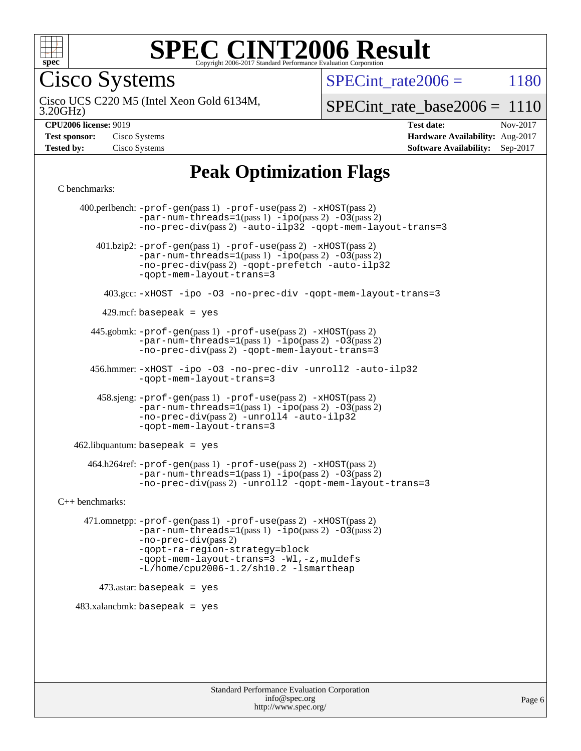# SPEC CINT2006 Result

Copyright 2006-2017 Standard Performance Evaluation Corporation

## Cisco Systems

Cisco UCS C220 M5 (Intel Xeon Gold 6134M, 3.20GHz)

SPECint_rate2006 = 1180

SPECint_rate_base2006 = 1110

**CPU2006 license:** 9019
**Test sponsor:** Cisco Systems
**Tested by:** Cisco Systems

**Test date:** Nov-2017
**Hardware Availability:** Aug-2017
**Software Availability:** Sep-2017

# Peak Optimization Flags

C benchmarks:

400.perlbench: `-prof-gen`(pass 1) `-prof-use`(pass 2) `-xHOST`(pass 2) `-par-num-threads=1`(pass 1) `-ipo`(pass 2) `-O3`(pass 2) `-no-prec-div`(pass 2) `-auto-ilp32` `-qopt-mem-layout-trans=3`

401.bzip2: `-prof-gen`(pass 1) `-prof-use`(pass 2) `-xHOST`(pass 2) `-par-num-threads=1`(pass 1) `-ipo`(pass 2) `-O3`(pass 2) `-no-prec-div`(pass 2) `-qopt-prefetch` `-auto-ilp32` `-qopt-mem-layout-trans=3`

403.gcc: `-xHOST -ipo -O3 -no-prec-div -qopt-mem-layout-trans=3`

429.mcf: `basepeak = yes`

445.gobmk: `-prof-gen`(pass 1) `-prof-use`(pass 2) `-xHOST`(pass 2) `-par-num-threads=1`(pass 1) `-ipo`(pass 2) `-O3`(pass 2) `-no-prec-div`(pass 2) `-qopt-mem-layout-trans=3`

456.hmmer: `-xHOST -ipo -O3 -no-prec-div -unroll2 -auto-ilp32 -qopt-mem-layout-trans=3`

458.sjeng: `-prof-gen`(pass 1) `-prof-use`(pass 2) `-xHOST`(pass 2) `-par-num-threads=1`(pass 1) `-ipo`(pass 2) `-O3`(pass 2) `-no-prec-div`(pass 2) `-unroll4` `-auto-ilp32` `-qopt-mem-layout-trans=3`

462.libquantum: `basepeak = yes`

464.h264ref: `-prof-gen`(pass 1) `-prof-use`(pass 2) `-xHOST`(pass 2) `-par-num-threads=1`(pass 1) `-ipo`(pass 2) `-O3`(pass 2) `-no-prec-div`(pass 2) `-unroll2` `-qopt-mem-layout-trans=3`

C++ benchmarks:

471.omnetpp: `-prof-gen`(pass 1) `-prof-use`(pass 2) `-xHOST`(pass 2) `-par-num-threads=1`(pass 1) `-ipo`(pass 2) `-O3`(pass 2) `-no-prec-div`(pass 2) `-qopt-ra-region-strategy=block` `-qopt-mem-layout-trans=3` `-Wl,-z,muldefs` `-L/home/cpu2006-1.2/sh10.2` `-lsmartheap`

473.astar: `basepeak = yes`

483.xalancbmk: `basepeak = yes`

Standard Performance Evaluation Corporation
info@spec.org
http://www.spec.org/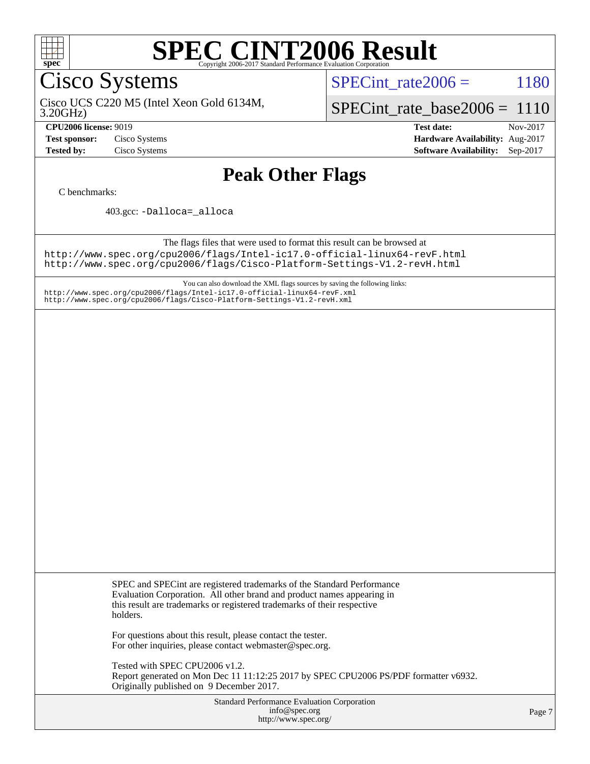# SPEC CINT2006 Result

Copyright 2006-2017 Standard Performance Evaluation Corporation

## Cisco Systems

Cisco UCS C220 M5 (Intel Xeon Gold 6134M, 3.20GHz)

SPECint_rate2006 = 1180

SPECint_rate_base2006 = 1110

**CPU2006 license:** 9019
**Test sponsor:** Cisco Systems
**Tested by:** Cisco Systems

**Test date:** Nov-2017
**Hardware Availability:** Aug-2017
**Software Availability:** Sep-2017

## Peak Other Flags

C benchmarks:

403.gcc: -Dalloca=_alloca

The flags files that were used to format this result can be browsed at
http://www.spec.org/cpu2006/flags/Intel-ic17.0-official-linux64-revF.html
http://www.spec.org/cpu2006/flags/Cisco-Platform-Settings-V1.2-revH.html

You can also download the XML flags sources by saving the following links:
http://www.spec.org/cpu2006/flags/Intel-ic17.0-official-linux64-revF.xml
http://www.spec.org/cpu2006/flags/Cisco-Platform-Settings-V1.2-revH.xml

SPEC and SPECint are registered trademarks of the Standard Performance Evaluation Corporation. All other brand and product names appearing in this result are trademarks or registered trademarks of their respective holders.

For questions about this result, please contact the tester.
For other inquiries, please contact webmaster@spec.org.

Tested with SPEC CPU2006 v1.2.
Report generated on Mon Dec 11 11:12:25 2017 by SPEC CPU2006 PS/PDF formatter v6932.
Originally published on 9 December 2017.

Standard Performance Evaluation Corporation
info@spec.org
http://www.spec.org/